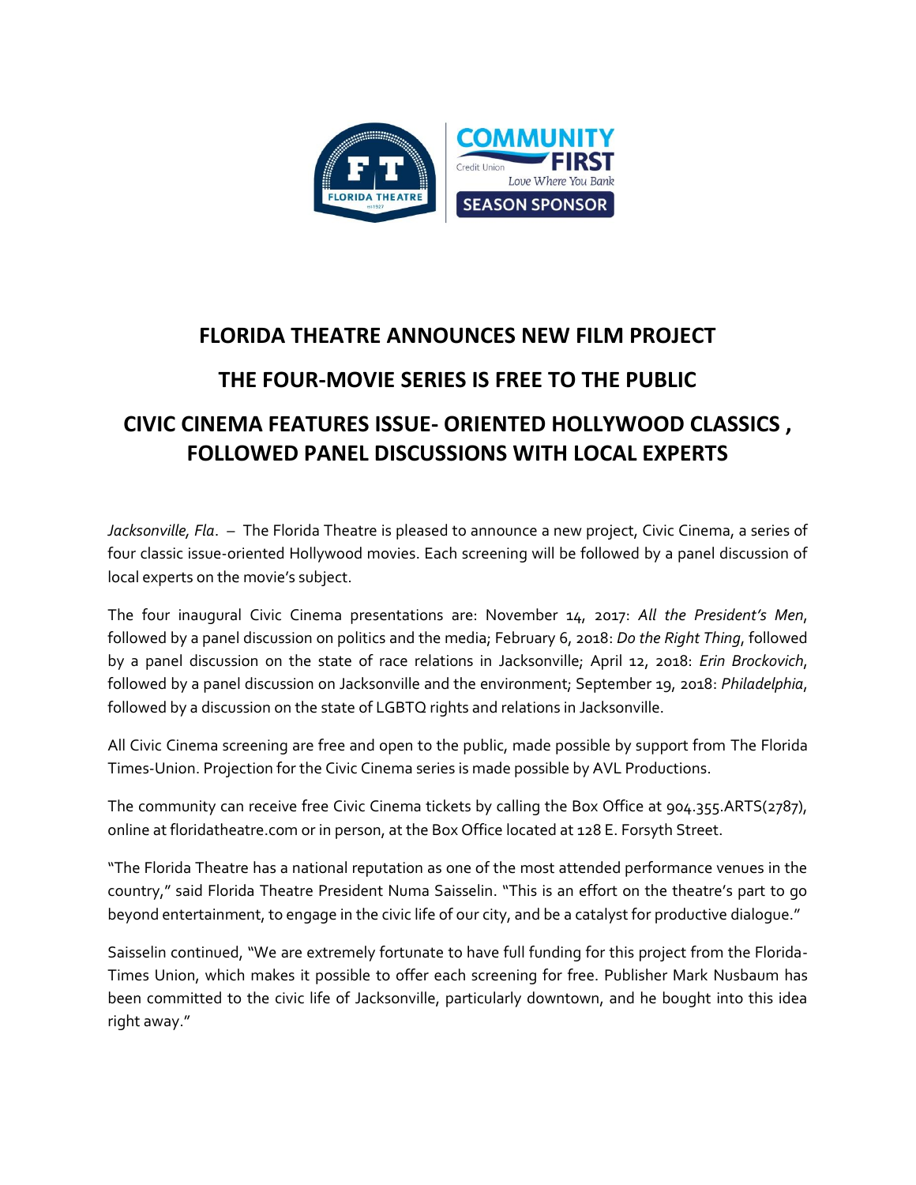# FLORIDA THEATRE ANNOUNCES NEW FILM PROJECT

## THE FOUR-MOVIE SERIES IS FREE TO THE PUBLIC

## CIVIC CINEMA FEATURES ISSUE- ORIENTED HOLLYWOOD CLASSICS , FOLLOWED PANEL DISCUSSIONS WITH LOCAL EXPERTS

*Jacksonville, Fla*. – The Florida Theatre is pleased to announce a new project, Civic Cinema, a series of four classic issue-oriented Hollywood movies. Each screening will be followed by a panel discussion of local experts on the movie's subject.

The four inaugural Civic Cinema presentations are: November 14, 2017: *All the President's Men*, followed by a panel discussion on politics and the media; February 6, 2018: *Do the Right Thing*, followed by a panel discussion on the state of race relations in Jacksonville; April 12, 2018: *Erin Brockovich*, followed by a panel discussion on Jacksonville and the environment; September 19, 2018: *Philadelphia*, followed by a discussion on the state of LGBTQ rights and relations in Jacksonville.

All Civic Cinema screening are free and open to the public, made possible by support from The Florida Times-Union. Projection for the Civic Cinema series is made possible by AVL Productions.

The community can receive free Civic Cinema tickets by calling the Box Office at 904.355.ARTS(2787), online at floridatheatre.com or in person, at the Box Office located at 128 E. Forsyth Street.

"The Florida Theatre has a national reputation as one of the most attended performance venues in the country," said Florida Theatre President Numa Saisselin. "This is an effort on the theatre's part to go beyond entertainment, to engage in the civic life of our city, and be a catalyst for productive dialogue."

Saisselin continued, "We are extremely fortunate to have full funding for this project from the Florida-Times Union, which makes it possible to offer each screening for free. Publisher Mark Nusbaum has been committed to the civic life of Jacksonville, particularly downtown, and he bought into this idea right away."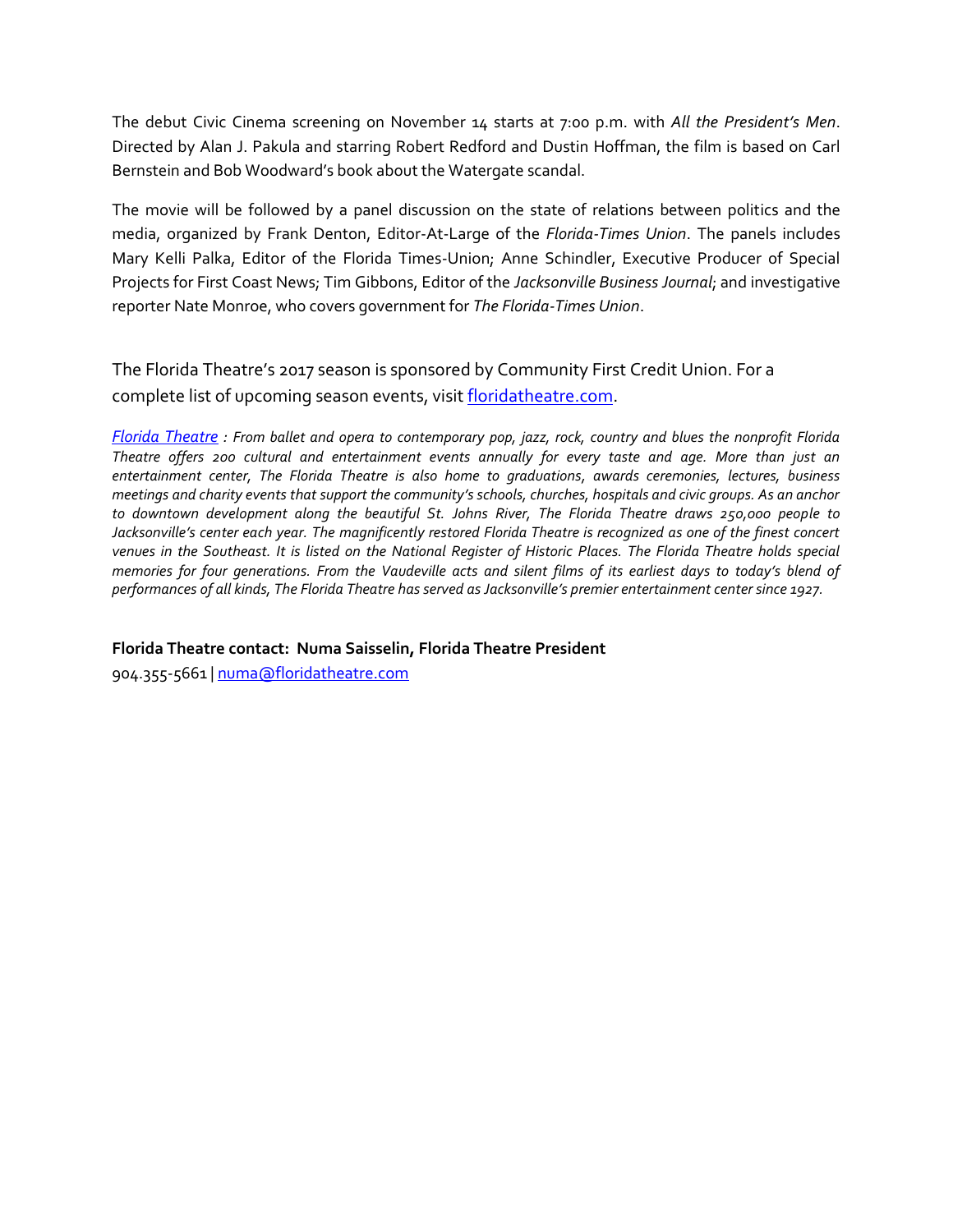The debut Civic Cinema screening on November 14 starts at 7:00 p.m. with *All the President's Men*. Directed by Alan J. Pakula and starring Robert Redford and Dustin Hoffman, the film is based on Carl Bernstein and Bob Woodward's book about the Watergate scandal.

The movie will be followed by a panel discussion on the state of relations between politics and the media, organized by Frank Denton, Editor-At-Large of the *Florida-Times Union*. The panels includes Mary Kelli Palka, Editor of the Florida Times-Union; Anne Schindler, Executive Producer of Special Projects for First Coast News; Tim Gibbons, Editor of the *Jacksonville Business Journal*; and investigative reporter Nate Monroe, who covers government for *The Florida-Times Union*.

The Florida Theatre's 2017 season is sponsored by Community First Credit Union. For a complete list of upcoming season events, visit [floridatheatre.com](floridatheatre.com).

*[Florida Theatre](Florida Theatre) : From ballet and opera to contemporary pop, jazz, rock, country and blues the nonprofit Florida Theatre offers 200 cultural and entertainment events annually for every taste and age. More than just an entertainment center, The Florida Theatre is also home to graduations, awards ceremonies, lectures, business meetings and charity events that support the community's schools, churches, hospitals and civic groups. As an anchor to downtown development along the beautiful St. Johns River, The Florida Theatre draws 250,000 people to Jacksonville's center each year. The magnificently restored Florida Theatre is recognized as one of the finest concert venues in the Southeast. It is listed on the National Register of Historic Places. The Florida Theatre holds special memories for four generations. From the Vaudeville acts and silent films of its earliest days to today's blend of performances of all kinds, The Florida Theatre has served as Jacksonville's premier entertainment center since 1927.*

**Florida Theatre contact: Numa Saisselin, Florida Theatre President**

904.355-5661 | [numa@floridatheatre.com](mailto:numa@floridatheatre.com)